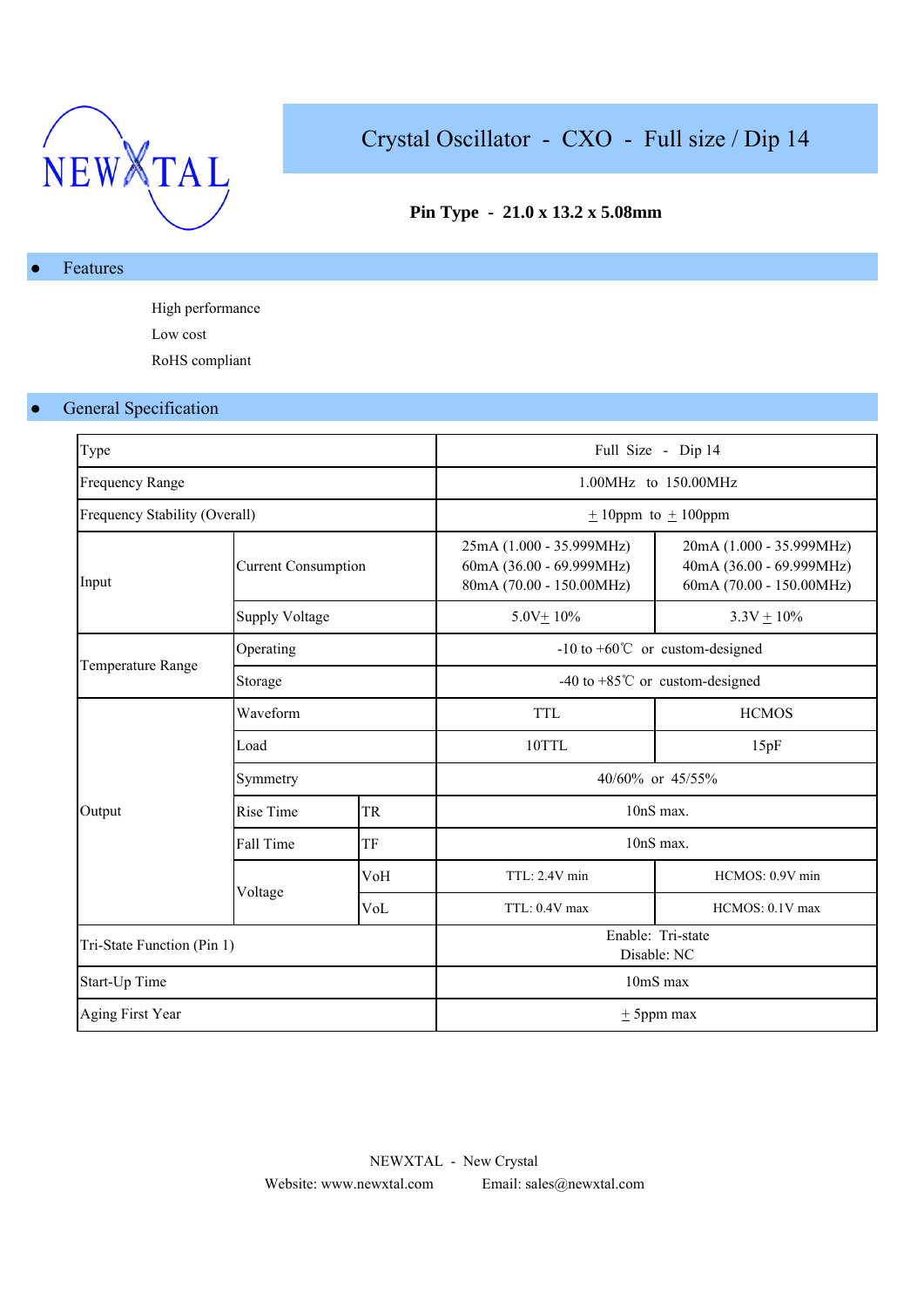NEWXTAL

# Crystal Oscillator - CXO - Full size / Dip 14

**Pin Type - 21.0 x 13.2 x 5.08mm**

## ● Features

High performance
Low cost
RoHS compliant

## ● General Specification

| Type | | | Full Size - Dip 14 | |
|---|---|---|---|---|
| Frequency Range | | | 1.00MHz to 150.00MHz | |
| Frequency Stability (Overall) | | | ± 10ppm to ± 100ppm | |
| Input | Current Consumption | | 25mA (1.000 - 35.999MHz)<br>60mA (36.00 - 69.999MHz)<br>80mA (70.00 - 150.00MHz) | 20mA (1.000 - 35.999MHz)<br>40mA (36.00 - 69.999MHz)<br>60mA (70.00 - 150.00MHz) |
| | Supply Voltage | | 5.0V± 10% | 3.3V ± 10% |
| Temperature Range | Operating | | -10 to +60℃ or custom-designed | |
| | Storage | | -40 to +85℃ or custom-designed | |
| Output | Waveform | | TTL | HCMOS |
| | Load | | 10TTL | 15pF |
| | Symmetry | | 40/60% or 45/55% | |
| | Rise Time | TR | 10nS max. | |
| | Fall Time | TF | 10nS max. | |
| | Voltage | VoH | TTL: 2.4V min | HCMOS: 0.9V min |
| | | VoL | TTL: 0.4V max | HCMOS: 0.1V max |
| Tri-State Function (Pin 1) | | | Enable: Tri-state<br>Disable: NC | |
| Start-Up Time | | | 10mS max | |
| Aging First Year | | | ± 5ppm max | |

NEWXTAL - New Crystal
Website: www.newxtal.com Email: sales@newxtal.com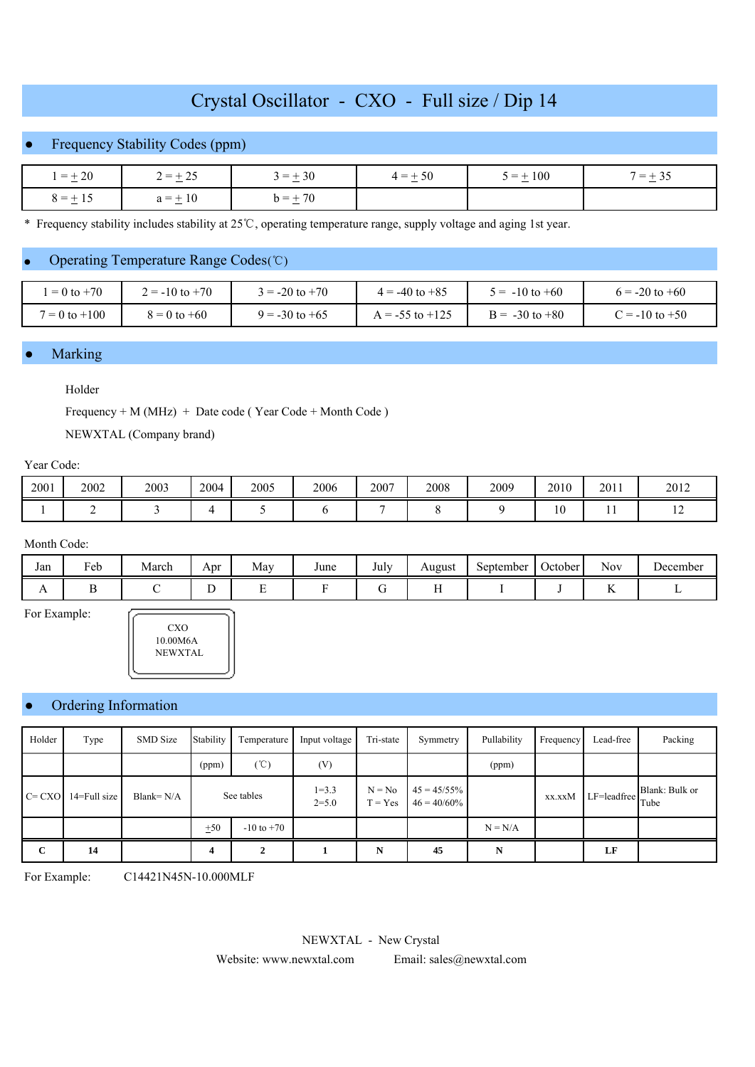# Crystal Oscillator - CXO - Full size / Dip 14

## Frequency Stability Codes (ppm)

| 1 = ±20 | 2 = ±25 | 3 = ±30 | 4 = ±50 | 5 = ±100 | 7 = ±35 |
|---|---|---|---|---|---|
| 8 = ±15 | a = ±10 | b = ±70 | | | |

* Frequency stability includes stability at 25℃, operating temperature range, supply voltage and aging 1st year.

## Operating Temperature Range Codes(℃)

| 1 = 0 to +70 | 2 = -10 to +70 | 3 = -20 to +70 | 4 = -40 to +85 | 5 = -10 to +60 | 6 = -20 to +60 |
|---|---|---|---|---|---|
| 7 = 0 to +100 | 8 = 0 to +60 | 9 = -30 to +65 | A = -55 to +125 | B = -30 to +80 | C = -10 to +50 |

## Marking

Holder

Frequency + M (MHz) + Date code ( Year Code + Month Code )

NEWXTAL (Company brand)

Year Code:

| 2001 | 2002 | 2003 | 2004 | 2005 | 2006 | 2007 | 2008 | 2009 | 2010 | 2011 | 2012 |
|---|---|---|---|---|---|---|---|---|---|---|---|
| 1 | 2 | 3 | 4 | 5 | 6 | 7 | 8 | 9 | 10 | 11 | 12 |

Month Code:

| Jan | Feb | March | Apr | May | June | July | August | September | October | Nov | December |
|---|---|---|---|---|---|---|---|---|---|---|---|
| A | B | C | D | E | F | G | H | I | J | K | L |

For Example:

CXO
10.00M6A
NEWXTAL

## Ordering Information

| Holder | Type | SMD Size | Stability | Temperature | Input voltage | Tri-state | Symmetry | Pullability | Frequency | Lead-free | Packing |
|---|---|---|---|---|---|---|---|---|---|---|---|
| | | | (ppm) | (℃) | (V) | | | (ppm) | | | |
| C= CXO | 14=Full size | Blank= N/A | See tables | | 1=3.3<br>2=5.0 | N = No<br>T = Yes | 45 = 45/55%<br>46 = 40/60% | | xx.xxM | LF=leadfree | Blank: Bulk or Tube |
| | | | ±50 | -10 to +70 | | | | N = N/A | | | |
| **C** | **14** | | **4** | **2** | **1** | **N** | **45** | **N** | | **LF** | |

For Example: C14421N45N-10.000MLF

NEWXTAL - New Crystal

Website: www.newxtal.com Email: sales@newxtal.com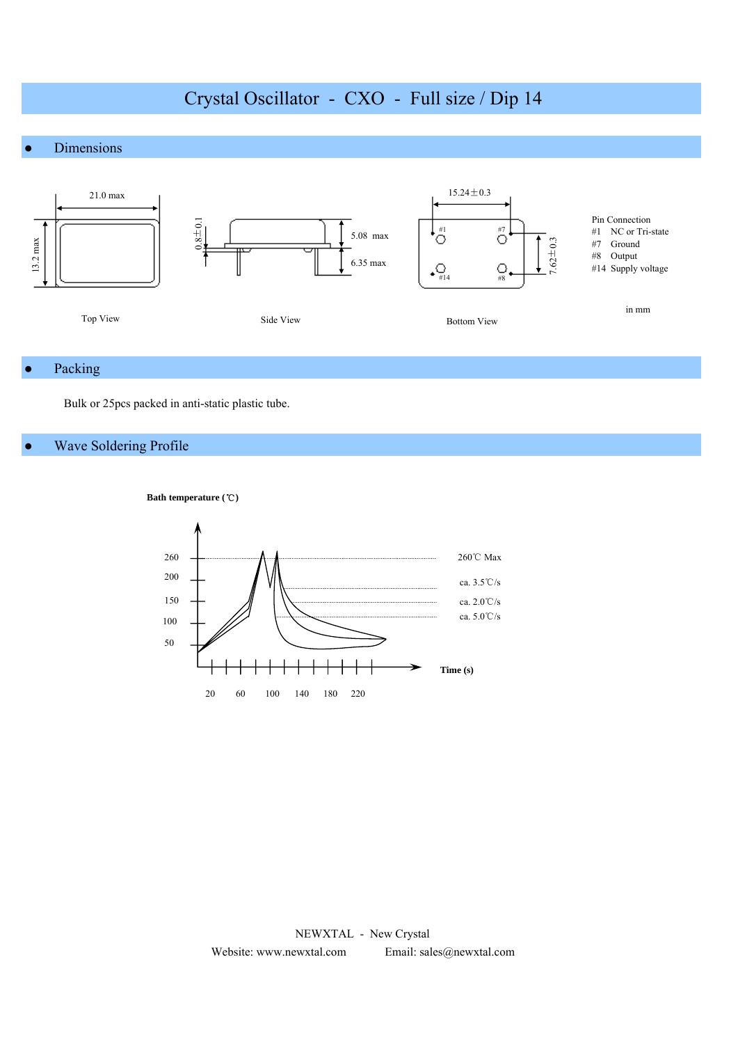# Crystal Oscillator - CXO - Full size / Dip 14

## Dimensions

21.0 max

13.2 max

Top View

0.8±0.1

5.08 max

6.35 max

Side View

15.24±0.3

#1

#7

#14

#8

7.62±0.3

Bottom View

Pin Connection
#1 NC or Tri-state
#7 Ground
#8 Output
#14 Supply voltage

in mm

## Packing

Bulk or 25pcs packed in anti-static plastic tube.

## Wave Soldering Profile

**Bath temperature (℃)**

260
200
150
100
50

260℃ Max
ca. 3.5℃/s
ca. 2.0℃/s
ca. 5.0℃/s

20 60 100 140 180 220

**Time (s)**

NEWXTAL - New Crystal

Website: www.newxtal.com Email: sales@newxtal.com